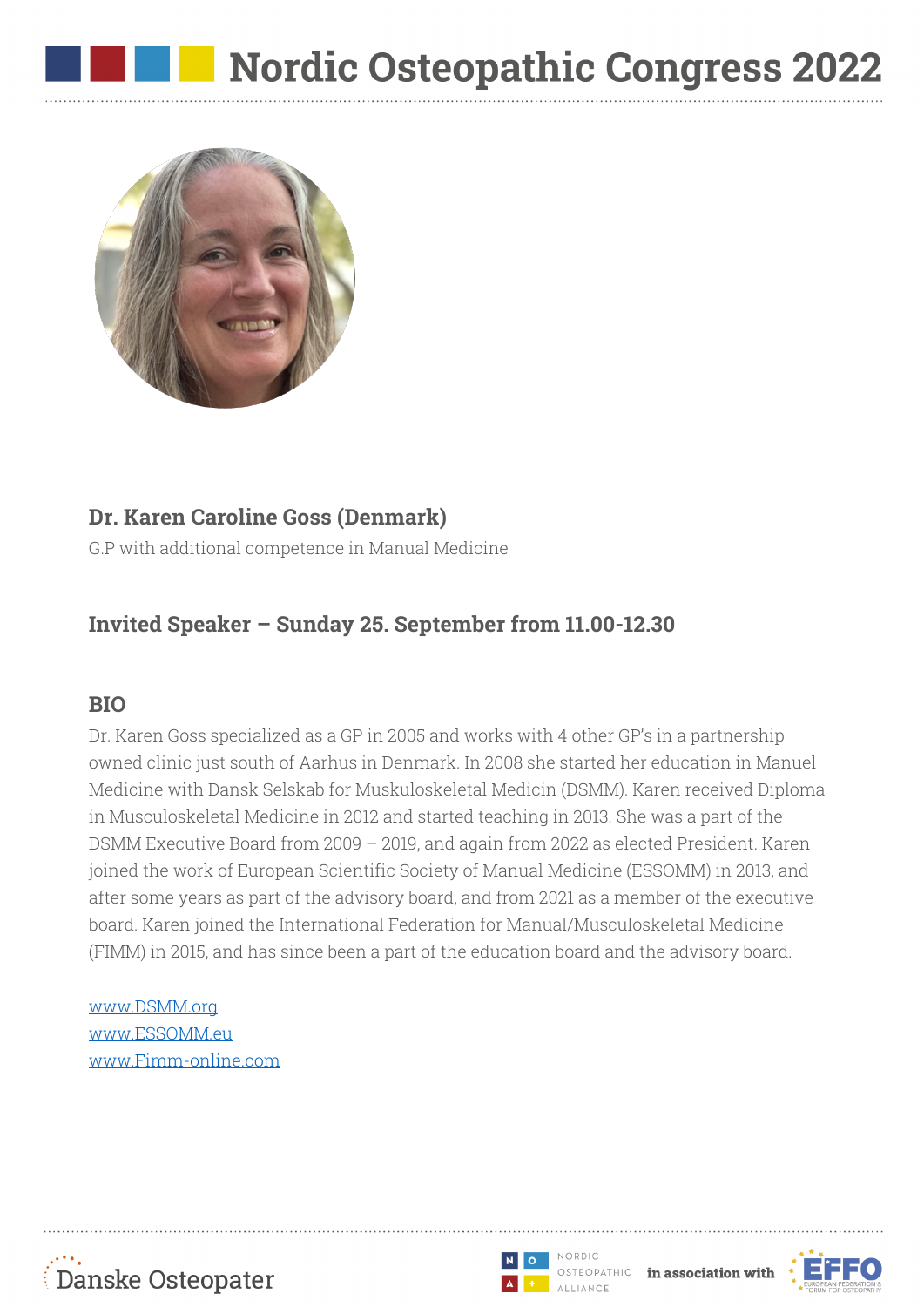# Nordic Osteopathic Congress 2022

## Dr. Karen Caroline Goss (Denmark)

G.P with additional competence in Manual Medicine

### Invited Speaker – Sunday 25. September from 11.00-12.30

### BIO

Dr. Karen Goss specialized as a GP in 2005 and works with 4 other GP's in a partnership owned clinic just south of Aarhus in Denmark. In 2008 she started her education in Manuel Medicine with Dansk Selskab for Muskuloskeletal Medicin (DSMM). Karen received Diploma in Musculoskeletal Medicine in 2012 and started teaching in 2013. She was a part of the DSMM Executive Board from 2009 – 2019, and again from 2022 as elected President. Karen joined the work of European Scientific Society of Manual Medicine (ESSOMM) in 2013, and after some years as part of the advisory board, and from 2021 as a member of the executive board. Karen joined the International Federation for Manual/Musculoskeletal Medicine (FIMM) in 2015, and has since been a part of the education board and the advisory board.

www.DSMM.org
www.ESSOMM.eu
www.Fimm-online.com

Danske Osteopater

NORDIC OSTEOPATHIC ALLIANCE **in association with** EFFO EUROPEAN FEDERATION & FORUM FOR OSTEOPATHY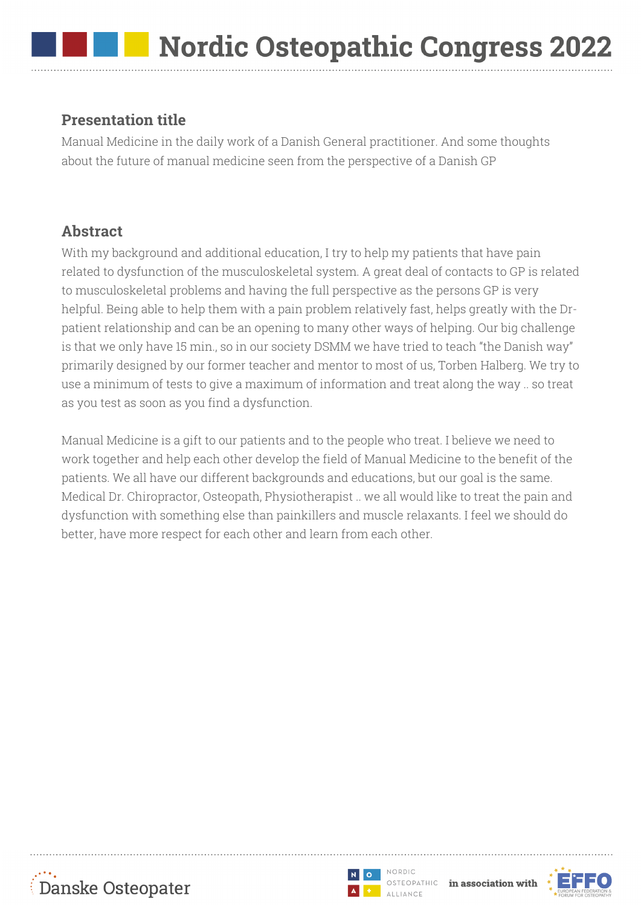## Presentation title

Manual Medicine in the daily work of a Danish General practitioner. And some thoughts about the future of manual medicine seen from the perspective of a Danish GP

## Abstract

With my background and additional education, I try to help my patients that have pain related to dysfunction of the musculoskeletal system. A great deal of contacts to GP is related to musculoskeletal problems and having the full perspective as the persons GP is very helpful. Being able to help them with a pain problem relatively fast, helps greatly with the Dr-patient relationship and can be an opening to many other ways of helping. Our big challenge is that we only have 15 min., so in our society DSMM we have tried to teach "the Danish way" primarily designed by our former teacher and mentor to most of us, Torben Halberg. We try to use a minimum of tests to give a maximum of information and treat along the way .. so treat as you test as soon as you find a dysfunction.

Manual Medicine is a gift to our patients and to the people who treat. I believe we need to work together and help each other develop the field of Manual Medicine to the benefit of the patients. We all have our different backgrounds and educations, but our goal is the same. Medical Dr. Chiropractor, Osteopath, Physiotherapist .. we all would like to treat the pain and dysfunction with something else than painkillers and muscle relaxants. I feel we should do better, have more respect for each other and learn from each other.